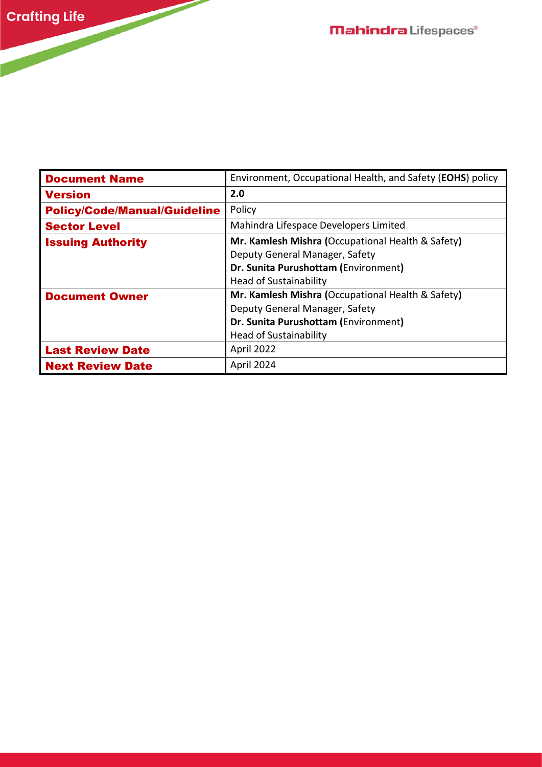| **Document Name** | Environment, Occupational Health, and Safety (**EOHS**) policy |
|---|---|
| **Version** | **2.0** |
| **Policy/Code/Manual/Guideline** | Policy |
| **Sector Level** | Mahindra Lifespace Developers Limited |
| **Issuing Authority** | **Mr. Kamlesh Mishra (**Occupational Health & Safety**)**<br>Deputy General Manager, Safety<br>**Dr. Sunita Purushottam (**Environment**)**<br>Head of Sustainability |
| **Document Owner** | **Mr. Kamlesh Mishra (**Occupational Health & Safety**)**<br>Deputy General Manager, Safety<br>**Dr. Sunita Purushottam (**Environment**)**<br>Head of Sustainability |
| **Last Review Date** | April 2022 |
| **Next Review Date** | April 2024 |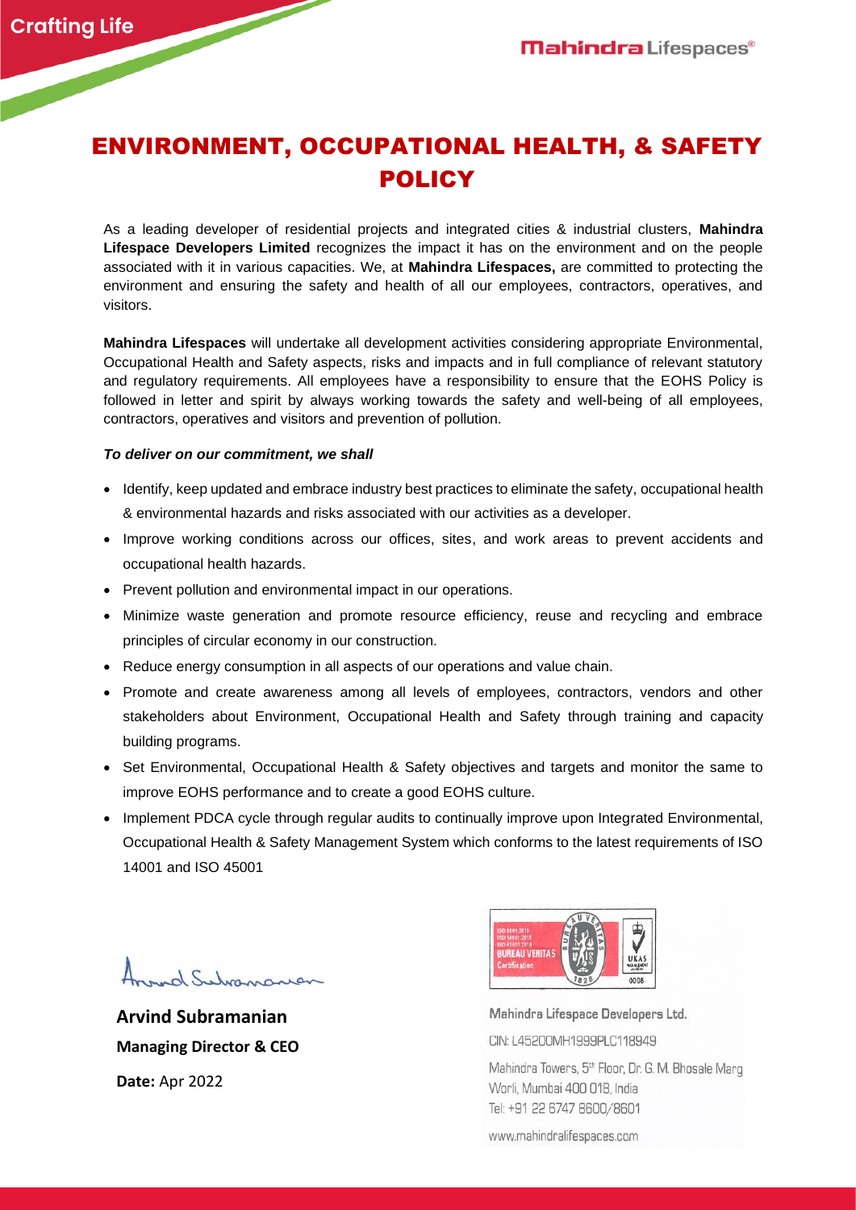# ENVIRONMENT, OCCUPATIONAL HEALTH, & SAFETY POLICY

As a leading developer of residential projects and integrated cities & industrial clusters, **Mahindra Lifespace Developers Limited** recognizes the impact it has on the environment and on the people associated with it in various capacities. We, at **Mahindra Lifespaces,** are committed to protecting the environment and ensuring the safety and health of all our employees, contractors, operatives, and visitors.

**Mahindra Lifespaces** will undertake all development activities considering appropriate Environmental, Occupational Health and Safety aspects, risks and impacts and in full compliance of relevant statutory and regulatory requirements. All employees have a responsibility to ensure that the EOHS Policy is followed in letter and spirit by always working towards the safety and well-being of all employees, contractors, operatives and visitors and prevention of pollution.

***To deliver on our commitment, we shall***

- Identify, keep updated and embrace industry best practices to eliminate the safety, occupational health & environmental hazards and risks associated with our activities as a developer.
- Improve working conditions across our offices, sites, and work areas to prevent accidents and occupational health hazards.
- Prevent pollution and environmental impact in our operations.
- Minimize waste generation and promote resource efficiency, reuse and recycling and embrace principles of circular economy in our construction.
- Reduce energy consumption in all aspects of our operations and value chain.
- Promote and create awareness among all levels of employees, contractors, vendors and other stakeholders about Environment, Occupational Health and Safety through training and capacity building programs.
- Set Environmental, Occupational Health & Safety objectives and targets and monitor the same to improve EOHS performance and to create a good EOHS culture.
- Implement PDCA cycle through regular audits to continually improve upon Integrated Environmental, Occupational Health & Safety Management System which conforms to the latest requirements of ISO 14001 and ISO 45001

**Arvind Subramanian**
**Managing Director & CEO**
**Date:** Apr 2022

Mahindra Lifespace Developers Ltd.
CIN: L45200MH1999PLC118949
Mahindra Towers, 5th Floor, Dr. G. M. Bhosale Marg
Worli, Mumbai 400 018, India
Tel: +91 22 6747 8600/8601
www.mahindralifespaces.com